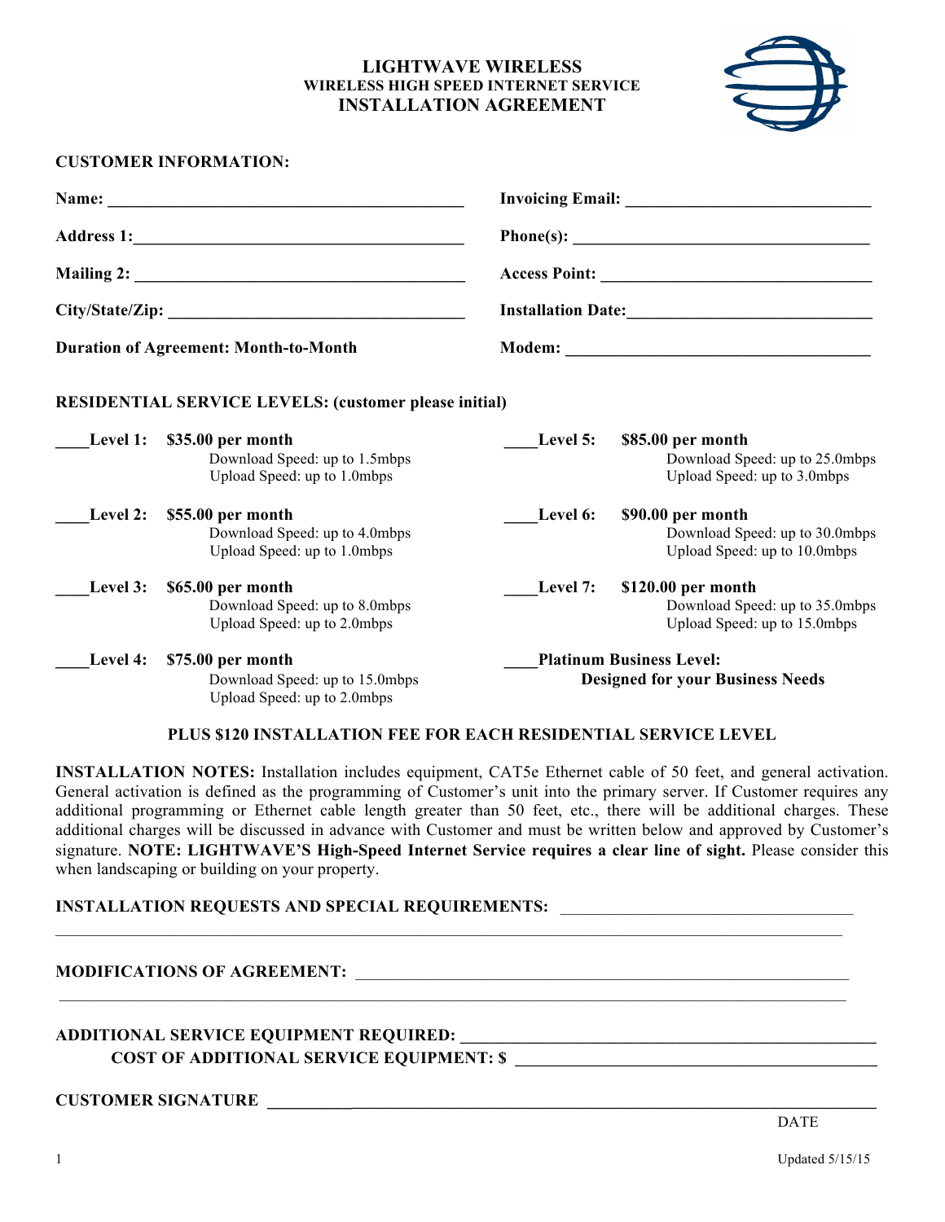# LIGHTWAVE WIRELESS
## WIRELESS HIGH SPEED INTERNET SERVICE
## INSTALLATION AGREEMENT

**CUSTOMER INFORMATION:**

**Name:** ___________________________________________

**Address 1:**_______________________________________

**Mailing 2:** ______________________________________

**City/State/Zip:** __________________________________

**Duration of Agreement: Month-to-Month**

**Invoicing Email:** _____________________________

**Phone(s):** __________________________________

**Access Point:** ______________________________

**Installation Date:**___________________________

**Modem:** ____________________________________

**RESIDENTIAL SERVICE LEVELS: (customer please initial)**

____**Level 1:** **$35.00 per month**
Download Speed: up to 1.5mbps
Upload Speed: up to 1.0mbps

____**Level 2:** **$55.00 per month**
Download Speed: up to 4.0mbps
Upload Speed: up to 1.0mbps

____**Level 3:** **$65.00 per month**
Download Speed: up to 8.0mbps
Upload Speed: up to 2.0mbps

____**Level 4:** **$75.00 per month**
Download Speed: up to 15.0mbps
Upload Speed: up to 2.0mbps

____**Level 5:** **$85.00 per month**
Download Speed: up to 25.0mbps
Upload Speed: up to 3.0mbps

____**Level 6:** **$90.00 per month**
Download Speed: up to 30.0mbps
Upload Speed: up to 10.0mbps

____**Level 7:** **$120.00 per month**
Download Speed: up to 35.0mbps
Upload Speed: up to 15.0mbps

____**Platinum Business Level:**
**Designed for your Business Needs**

**PLUS $120 INSTALLATION FEE FOR EACH RESIDENTIAL SERVICE LEVEL**

**INSTALLATION NOTES:** Installation includes equipment, CAT5e Ethernet cable of 50 feet, and general activation. General activation is defined as the programming of Customer's unit into the primary server. If Customer requires any additional programming or Ethernet cable length greater than 50 feet, etc., there will be additional charges. These additional charges will be discussed in advance with Customer and must be written below and approved by Customer's signature. **NOTE: LIGHTWAVE'S High-Speed Internet Service requires a clear line of sight.** Please consider this when landscaping or building on your property.

**INSTALLATION REQUESTS AND SPECIAL REQUIREMENTS:** ___________________________________

_____________________________________________________________________________________

**MODIFICATIONS OF AGREEMENT:** ___________________________________________________________

_____________________________________________________________________________________

**ADDITIONAL SERVICE EQUIPMENT REQUIRED:** ______________________________________________

**COST OF ADDITIONAL SERVICE EQUIPMENT: $** ____________________________________________

**CUSTOMER SIGNATURE** _____________________________________________________________________

DATE

Updated 5/15/15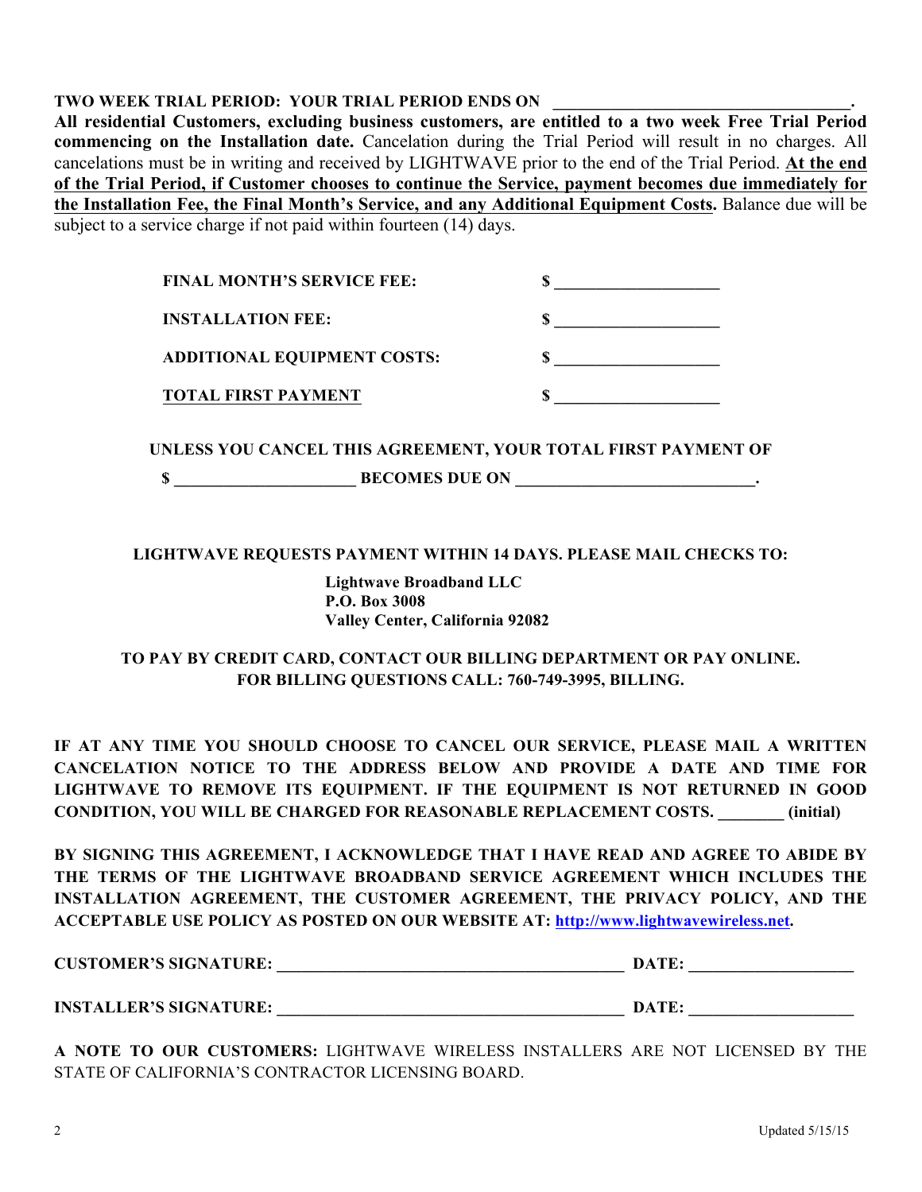**TWO WEEK TRIAL PERIOD: YOUR TRIAL PERIOD ENDS ON \_\_\_\_\_\_\_\_\_\_\_\_\_\_\_\_\_\_\_\_\_\_\_\_\_\_\_\_\_\_\_\_\_\_\_.**

**All residential Customers, excluding business customers, are entitled to a two week Free Trial Period commencing on the Installation date.** Cancelation during the Trial Period will result in no charges. All cancelations must be in writing and received by LIGHTWAVE prior to the end of the Trial Period. **At the end of the Trial Period, if Customer chooses to continue the Service, payment becomes due immediately for the Installation Fee, the Final Month's Service, and any Additional Equipment Costs.** Balance due will be subject to a service charge if not paid within fourteen (14) days.

| | |
|---|---|
| **FINAL MONTH'S SERVICE FEE:** | **$** \_\_\_\_\_\_\_\_\_\_\_\_\_\_\_\_\_\_\_\_ |
| **INSTALLATION FEE:** | **$** \_\_\_\_\_\_\_\_\_\_\_\_\_\_\_\_\_\_\_\_ |
| **ADDITIONAL EQUIPMENT COSTS:** | **$** \_\_\_\_\_\_\_\_\_\_\_\_\_\_\_\_\_\_\_\_ |
| **TOTAL FIRST PAYMENT** | **$** \_\_\_\_\_\_\_\_\_\_\_\_\_\_\_\_\_\_\_\_ |

**UNLESS YOU CANCEL THIS AGREEMENT, YOUR TOTAL FIRST PAYMENT OF**

**$ \_\_\_\_\_\_\_\_\_\_\_\_\_\_\_\_\_\_\_\_\_\_ BECOMES DUE ON \_\_\_\_\_\_\_\_\_\_\_\_\_\_\_\_\_\_\_\_\_\_\_\_\_\_\_\_\_.**

**LIGHTWAVE REQUESTS PAYMENT WITHIN 14 DAYS. PLEASE MAIL CHECKS TO:**

**Lightwave Broadband LLC**
**P.O. Box 3008**
**Valley Center, California 92082**

**TO PAY BY CREDIT CARD, CONTACT OUR BILLING DEPARTMENT OR PAY ONLINE.**
**FOR BILLING QUESTIONS CALL: 760-749-3995, BILLING.**

**IF AT ANY TIME YOU SHOULD CHOOSE TO CANCEL OUR SERVICE, PLEASE MAIL A WRITTEN CANCELATION NOTICE TO THE ADDRESS BELOW AND PROVIDE A DATE AND TIME FOR LIGHTWAVE TO REMOVE ITS EQUIPMENT. IF THE EQUIPMENT IS NOT RETURNED IN GOOD CONDITION, YOU WILL BE CHARGED FOR REASONABLE REPLACEMENT COSTS. \_\_\_\_\_\_\_\_ (initial)**

**BY SIGNING THIS AGREEMENT, I ACKNOWLEDGE THAT I HAVE READ AND AGREE TO ABIDE BY THE TERMS OF THE LIGHTWAVE BROADBAND SERVICE AGREEMENT WHICH INCLUDES THE INSTALLATION AGREEMENT, THE CUSTOMER AGREEMENT, THE PRIVACY POLICY, AND THE ACCEPTABLE USE POLICY AS POSTED ON OUR WEBSITE AT: [http://www.lightwavewireless.net](http://www.lightwavewireless.net).**

**CUSTOMER'S SIGNATURE: \_\_\_\_\_\_\_\_\_\_\_\_\_\_\_\_\_\_\_\_\_\_\_\_\_\_\_\_\_\_\_\_\_\_\_\_\_\_\_\_\_\_\_ DATE: \_\_\_\_\_\_\_\_\_\_\_\_\_\_\_\_\_\_\_\_**

**INSTALLER'S SIGNATURE: \_\_\_\_\_\_\_\_\_\_\_\_\_\_\_\_\_\_\_\_\_\_\_\_\_\_\_\_\_\_\_\_\_\_\_\_\_\_\_\_\_\_\_ DATE: \_\_\_\_\_\_\_\_\_\_\_\_\_\_\_\_\_\_\_\_**

**A NOTE TO OUR CUSTOMERS:** LIGHTWAVE WIRELESS INSTALLERS ARE NOT LICENSED BY THE STATE OF CALIFORNIA'S CONTRACTOR LICENSING BOARD.

Updated 5/15/15